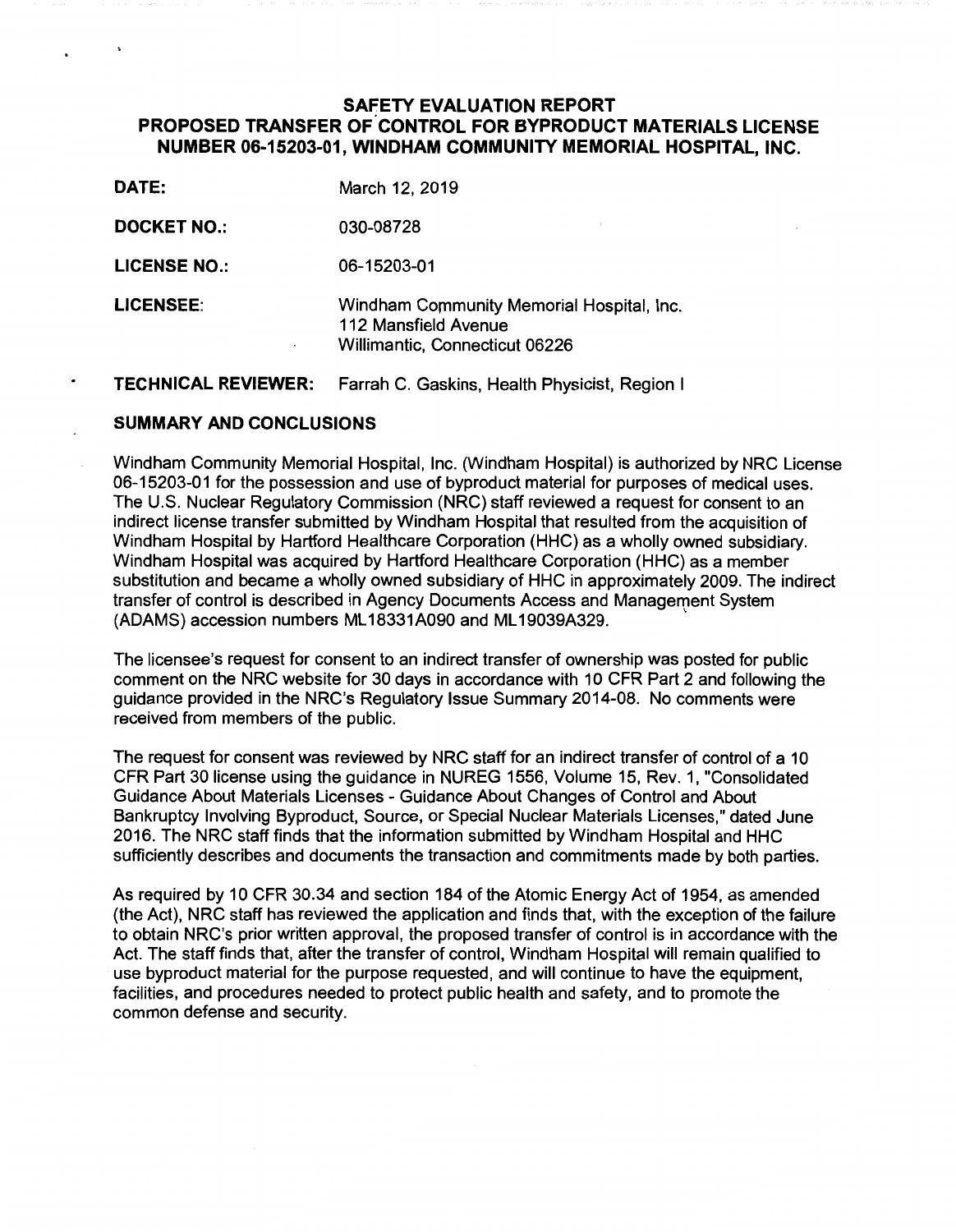# SAFETY EVALUATION REPORT
# PROPOSED TRANSFER OF CONTROL FOR BYPRODUCT MATERIALS LICENSE NUMBER 06-15203-01, WINDHAM COMMUNITY MEMORIAL HOSPITAL, INC.

**DATE:** March 12, 2019

**DOCKET NO.:** 030-08728

**LICENSE NO.:** 06-15203-01

**LICENSEE:** Windham Community Memorial Hospital, Inc.
112 Mansfield Avenue
Willimantic, Connecticut 06226

**TECHNICAL REVIEWER:** Farrah C. Gaskins, Health Physicist, Region I

## SUMMARY AND CONCLUSIONS

Windham Community Memorial Hospital, Inc. (Windham Hospital) is authorized by NRC License 06-15203-01 for the possession and use of byproduct material for purposes of medical uses. The U.S. Nuclear Regulatory Commission (NRC) staff reviewed a request for consent to an indirect license transfer submitted by Windham Hospital that resulted from the acquisition of Windham Hospital by Hartford Healthcare Corporation (HHC) as a wholly owned subsidiary. Windham Hospital was acquired by Hartford Healthcare Corporation (HHC) as a member substitution and became a wholly owned subsidiary of HHC in approximately 2009. The indirect transfer of control is described in Agency Documents Access and Management System (ADAMS) accession numbers ML18331A090 and ML19039A329.

The licensee's request for consent to an indirect transfer of ownership was posted for public comment on the NRC website for 30 days in accordance with 10 CFR Part 2 and following the guidance provided in the NRC's Regulatory Issue Summary 2014-08. No comments were received from members of the public.

The request for consent was reviewed by NRC staff for an indirect transfer of control of a 10 CFR Part 30 license using the guidance in NUREG 1556, Volume 15, Rev. 1, "Consolidated Guidance About Materials Licenses - Guidance About Changes of Control and About Bankruptcy Involving Byproduct, Source, or Special Nuclear Materials Licenses," dated June 2016. The NRC staff finds that the information submitted by Windham Hospital and HHC sufficiently describes and documents the transaction and commitments made by both parties.

As required by 10 CFR 30.34 and section 184 of the Atomic Energy Act of 1954, as amended (the Act), NRC staff has reviewed the application and finds that, with the exception of the failure to obtain NRC's prior written approval, the proposed transfer of control is in accordance with the Act. The staff finds that, after the transfer of control, Windham Hospital will remain qualified to use byproduct material for the purpose requested, and will continue to have the equipment, facilities, and procedures needed to protect public health and safety, and to promote the common defense and security.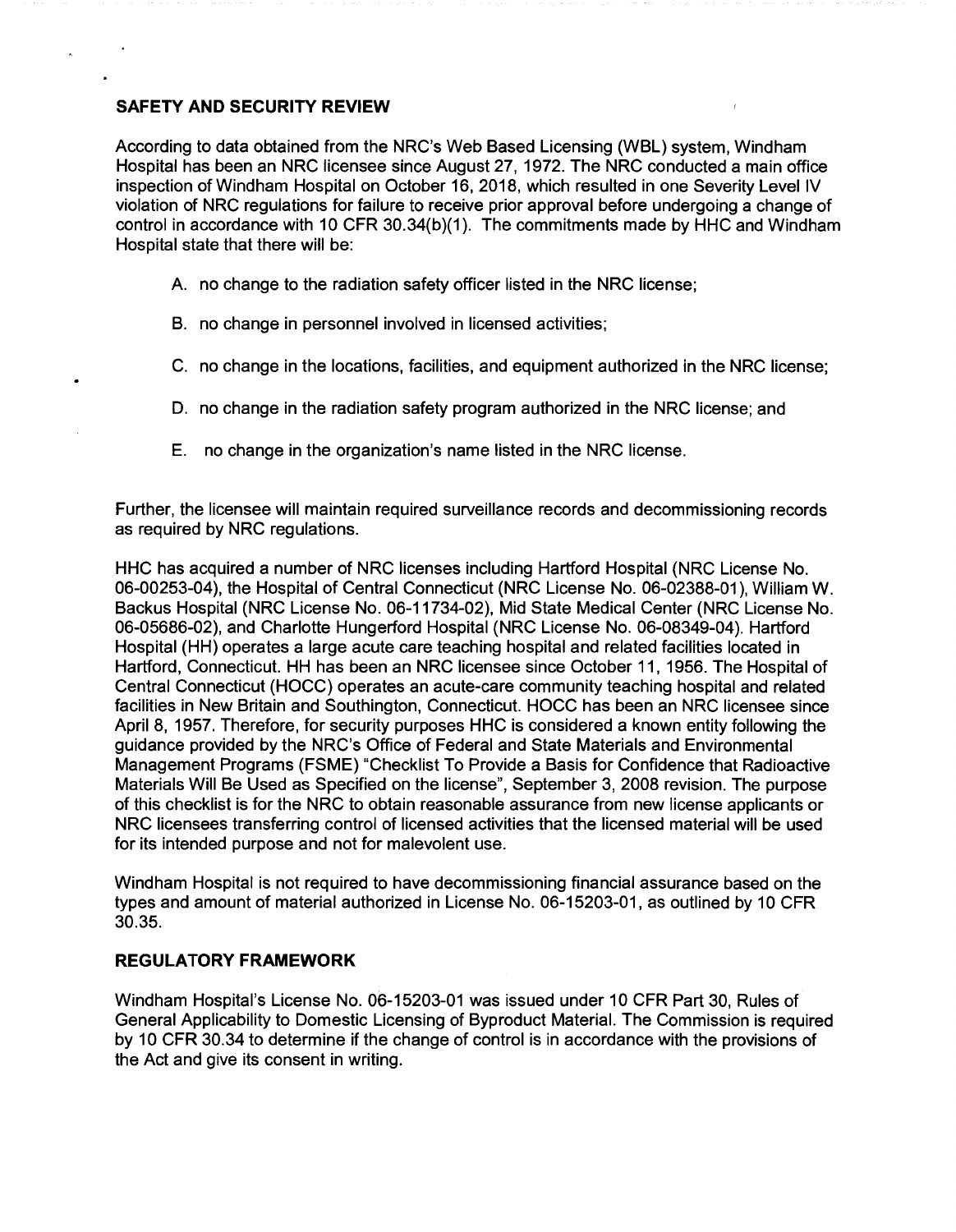## SAFETY AND SECURITY REVIEW

According to data obtained from the NRC's Web Based Licensing (WBL) system, Windham Hospital has been an NRC licensee since August 27, 1972. The NRC conducted a main office inspection of Windham Hospital on October 16, 2018, which resulted in one Severity Level IV violation of NRC regulations for failure to receive prior approval before undergoing a change of control in accordance with 10 CFR 30.34(b)(1). The commitments made by HHC and Windham Hospital state that there will be:

A. no change to the radiation safety officer listed in the NRC license;

B. no change in personnel involved in licensed activities;

C. no change in the locations, facilities, and equipment authorized in the NRC license;

D. no change in the radiation safety program authorized in the NRC license; and

E. no change in the organization's name listed in the NRC license.

Further, the licensee will maintain required surveillance records and decommissioning records as required by NRC regulations.

HHC has acquired a number of NRC licenses including Hartford Hospital (NRC License No. 06-00253-04), the Hospital of Central Connecticut (NRC License No. 06-02388-01), William W. Backus Hospital (NRC License No. 06-11734-02), Mid State Medical Center (NRC License No. 06-05686-02), and Charlotte Hungerford Hospital (NRC License No. 06-08349-04). Hartford Hospital (HH) operates a large acute care teaching hospital and related facilities located in Hartford, Connecticut. HH has been an NRC licensee since October 11, 1956. The Hospital of Central Connecticut (HOCC) operates an acute-care community teaching hospital and related facilities in New Britain and Southington, Connecticut. HOCC has been an NRC licensee since April 8, 1957. Therefore, for security purposes HHC is considered a known entity following the guidance provided by the NRC's Office of Federal and State Materials and Environmental Management Programs (FSME) "Checklist To Provide a Basis for Confidence that Radioactive Materials Will Be Used as Specified on the license", September 3, 2008 revision. The purpose of this checklist is for the NRC to obtain reasonable assurance from new license applicants or NRC licensees transferring control of licensed activities that the licensed material will be used for its intended purpose and not for malevolent use.

Windham Hospital is not required to have decommissioning financial assurance based on the types and amount of material authorized in License No. 06-15203-01, as outlined by 10 CFR 30.35.

## REGULATORY FRAMEWORK

Windham Hospital's License No. 06-15203-01 was issued under 10 CFR Part 30, Rules of General Applicability to Domestic Licensing of Byproduct Material. The Commission is required by 10 CFR 30.34 to determine if the change of control is in accordance with the provisions of the Act and give its consent in writing.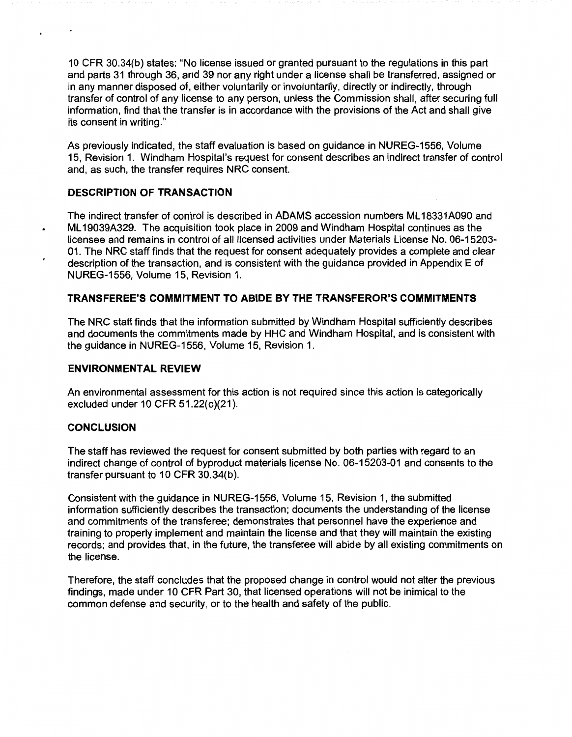10 CFR 30.34(b) states: "No license issued or granted pursuant to the regulations in this part and parts 31 through 36, and 39 nor any right under a license shall be transferred, assigned or in any manner disposed of, either voluntarily or involuntarily, directly or indirectly, through transfer of control of any license to any person, unless the Commission shall, after securing full information, find that the transfer is in accordance with the provisions of the Act and shall give its consent in writing."

As previously indicated, the staff evaluation is based on guidance in NUREG-1556, Volume 15, Revision 1. Windham Hospital's request for consent describes an indirect transfer of control and, as such, the transfer requires NRC consent.

## DESCRIPTION OF TRANSACTION

The indirect transfer of control is described in ADAMS accession numbers ML18331A090 and ML19039A329. The acquisition took place in 2009 and Windham Hospital continues as the licensee and remains in control of all licensed activities under Materials License No. 06-15203-01. The NRC staff finds that the request for consent adequately provides a complete and clear description of the transaction, and is consistent with the guidance provided in Appendix E of NUREG-1556, Volume 15, Revision 1.

## TRANSFEREE'S COMMITMENT TO ABIDE BY THE TRANSFEROR'S COMMITMENTS

The NRC staff finds that the information submitted by Windham Hospital sufficiently describes and documents the commitments made by HHC and Windham Hospital, and is consistent with the guidance in NUREG-1556, Volume 15, Revision 1.

## ENVIRONMENTAL REVIEW

An environmental assessment for this action is not required since this action is categorically excluded under 10 CFR 51.22(c)(21).

## CONCLUSION

The staff has reviewed the request for consent submitted by both parties with regard to an indirect change of control of byproduct materials license No. 06-15203-01 and consents to the transfer pursuant to 10 CFR 30.34(b).

Consistent with the guidance in NUREG-1556, Volume 15, Revision 1, the submitted information sufficiently describes the transaction; documents the understanding of the license and commitments of the transferee; demonstrates that personnel have the experience and training to properly implement and maintain the license and that they will maintain the existing records; and provides that, in the future, the transferee will abide by all existing commitments on the license.

Therefore, the staff concludes that the proposed change in control would not alter the previous findings, made under 10 CFR Part 30, that licensed operations will not be inimical to the common defense and security, or to the health and safety of the public.